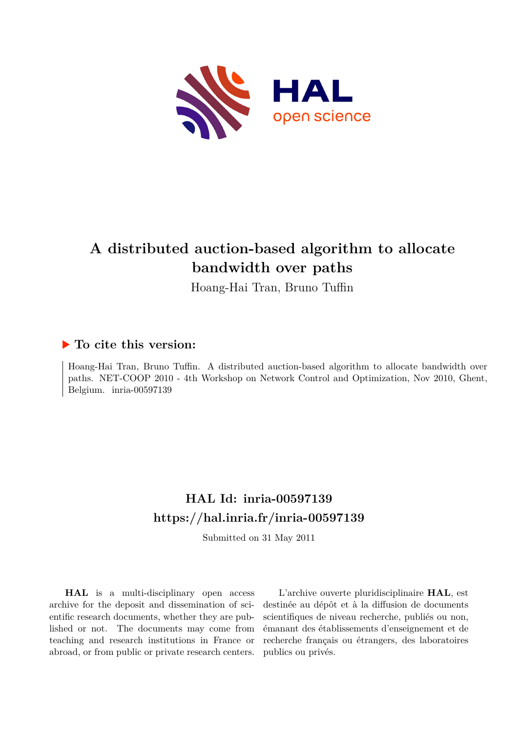# A distributed auction-based algorithm to allocate bandwidth over paths

Hoang-Hai Tran, Bruno Tuffin

## ▶ To cite this version:

Hoang-Hai Tran, Bruno Tuffin. A distributed auction-based algorithm to allocate bandwidth over paths. NET-COOP 2010 - 4th Workshop on Network Control and Optimization, Nov 2010, Ghent, Belgium. inria-00597139

## HAL Id: inria-00597139

## https://hal.inria.fr/inria-00597139

Submitted on 31 May 2011

**HAL** is a multi-disciplinary open access archive for the deposit and dissemination of scientific research documents, whether they are published or not. The documents may come from teaching and research institutions in France or abroad, or from public or private research centers.

L'archive ouverte pluridisciplinaire **HAL**, est destinée au dépôt et à la diffusion de documents scientifiques de niveau recherche, publiés ou non, émanant des établissements d'enseignement et de recherche français ou étrangers, des laboratoires publics ou privés.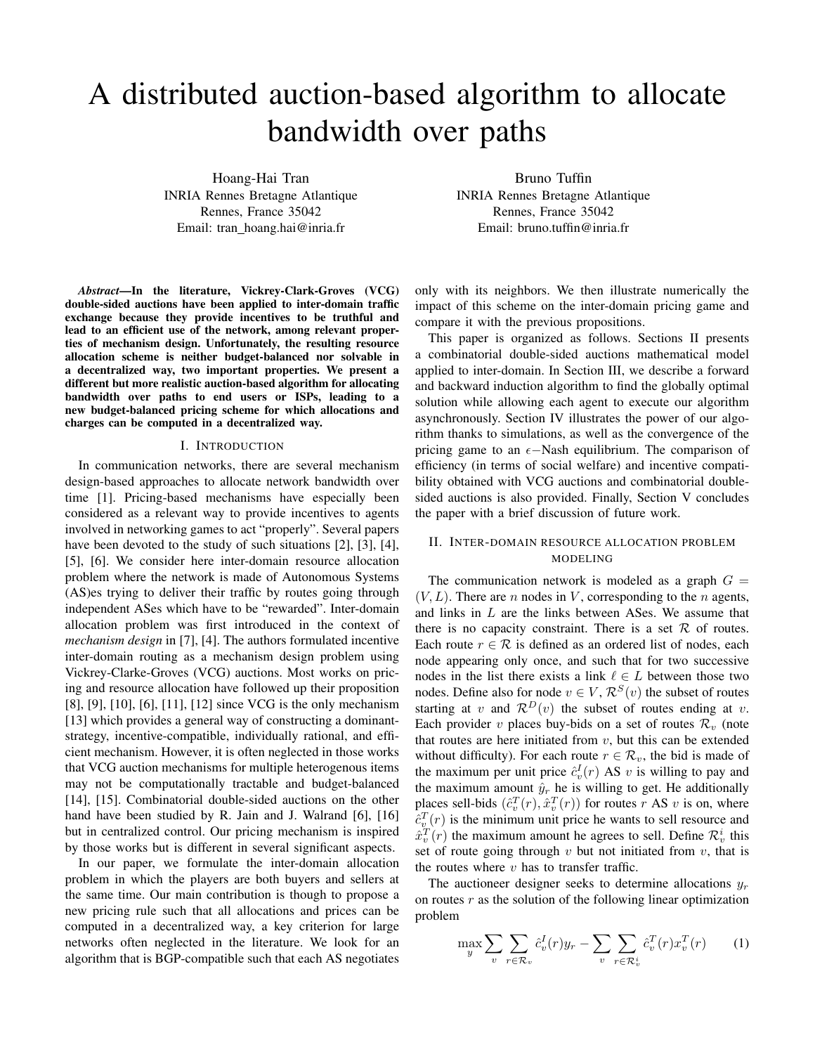# A distributed auction-based algorithm to allocate bandwidth over paths

Hoang-Hai Tran
INRIA Rennes Bretagne Atlantique
Rennes, France 35042
Email: tran_hoang.hai@inria.fr

Bruno Tuffin
INRIA Rennes Bretagne Atlantique
Rennes, France 35042
Email: bruno.tuffin@inria.fr

***Abstract*—In the literature, Vickrey-Clark-Groves (VCG) double-sided auctions have been applied to inter-domain traffic exchange because they provide incentives to be truthful and lead to an efficient use of the network, among relevant properties of mechanism design. Unfortunately, the resulting resource allocation scheme is neither budget-balanced nor solvable in a decentralized way, two important properties. We present a different but more realistic auction-based algorithm for allocating bandwidth over paths to end users or ISPs, leading to a new budget-balanced pricing scheme for which allocations and charges can be computed in a decentralized way.**

## I. Introduction

In communication networks, there are several mechanism design-based approaches to allocate network bandwidth over time [1]. Pricing-based mechanisms have especially been considered as a relevant way to provide incentives to agents involved in networking games to act "properly". Several papers have been devoted to the study of such situations [2], [3], [4], [5], [6]. We consider here inter-domain resource allocation problem where the network is made of Autonomous Systems (AS)es trying to deliver their traffic by routes going through independent ASes which have to be "rewarded". Inter-domain allocation problem was first introduced in the context of *mechanism design* in [7], [4]. The authors formulated incentive inter-domain routing as a mechanism design problem using Vickrey-Clarke-Groves (VCG) auctions. Most works on pricing and resource allocation have followed up their proposition [8], [9], [10], [6], [11], [12] since VCG is the only mechanism [13] which provides a general way of constructing a dominant-strategy, incentive-compatible, individually rational, and efficient mechanism. However, it is often neglected in those works that VCG auction mechanisms for multiple heterogenous items may not be computationally tractable and budget-balanced [14], [15]. Combinatorial double-sided auctions on the other hand have been studied by R. Jain and J. Walrand [6], [16] but in centralized control. Our pricing mechanism is inspired by those works but is different in several significant aspects.

In our paper, we formulate the inter-domain allocation problem in which the players are both buyers and sellers at the same time. Our main contribution is though to propose a new pricing rule such that all allocations and prices can be computed in a decentralized way, a key criterion for large networks often neglected in the literature. We look for an algorithm that is BGP-compatible such that each AS negotiates only with its neighbors. We then illustrate numerically the impact of this scheme on the inter-domain pricing game and compare it with the previous propositions.

This paper is organized as follows. Sections II presents a combinatorial double-sided auctions mathematical model applied to inter-domain. In Section III, we describe a forward and backward induction algorithm to find the globally optimal solution while allowing each agent to execute our algorithm asynchronously. Section IV illustrates the power of our algorithm thanks to simulations, as well as the convergence of the pricing game to an $\epsilon-$Nash equilibrium. The comparison of efficiency (in terms of social welfare) and incentive compatibility obtained with VCG auctions and combinatorial double-sided auctions is also provided. Finally, Section V concludes the paper with a brief discussion of future work.

## II. Inter-domain resource allocation problem modeling

The communication network is modeled as a graph $G = (V, L)$. There are $n$ nodes in $V$, corresponding to the $n$ agents, and links in $L$ are the links between ASes. We assume that there is no capacity constraint. There is a set $\mathcal{R}$ of routes. Each route $r \in \mathcal{R}$ is defined as an ordered list of nodes, each node appearing only once, and such that for two successive nodes in the list there exists a link $\ell \in L$ between those two nodes. Define also for node $v \in V$, $\mathcal{R}^S(v)$ the subset of routes starting at $v$ and $\mathcal{R}^D(v)$ the subset of routes ending at $v$. Each provider $v$ places buy-bids on a set of routes $\mathcal{R}_v$ (note that routes are here initiated from $v$, but this can be extended without difficulty). For each route $r \in \mathcal{R}_v$, the bid is made of the maximum per unit price $\hat{c}^I_v(r)$ AS $v$ is willing to pay and the maximum amount $\hat{y}_r$ he is willing to get. He additionally places sell-bids $(\hat{c}^T_v(r), \hat{x}^T_v(r))$ for routes $r$ AS $v$ is on, where $\hat{c}^T_v(r)$ is the minimum unit price he wants to sell resource and $\hat{x}^T_v(r)$ the maximum amount he agrees to sell. Define $\mathcal{R}^i_v$ this set of route going through $v$ but not initiated from $v$, that is the routes where $v$ has to transfer traffic.

The auctioneer designer seeks to determine allocations $y_r$ on routes $r$ as the solution of the following linear optimization problem

$$\max_y \sum_v \sum_{r \in \mathcal{R}_v} \hat{c}^I_v(r) y_r - \sum_v \sum_{r \in \mathcal{R}^i_v} \hat{c}^T_v(r) x^T_v(r) \qquad (1)$$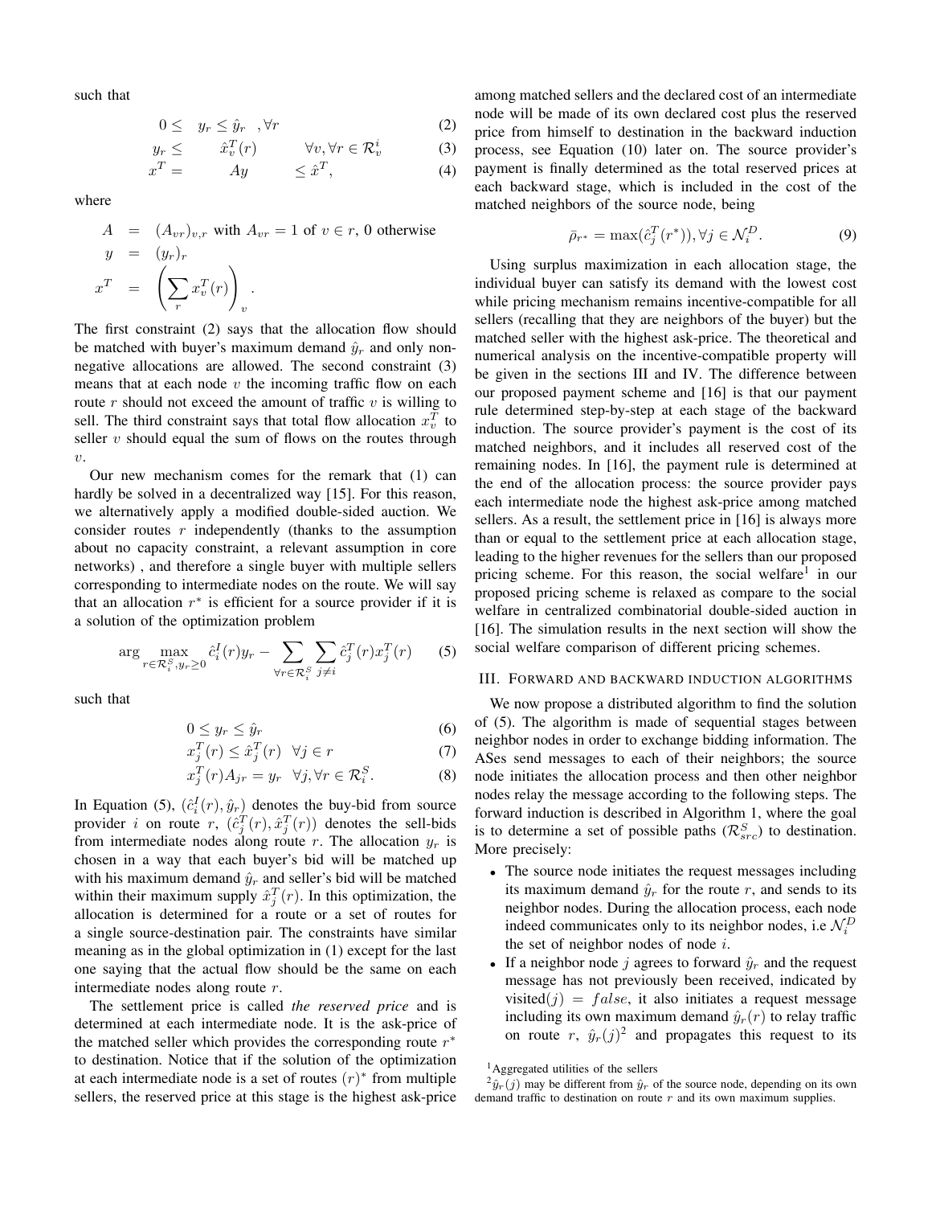such that

$$
\begin{aligned}
0 \leq \quad y_r \leq \hat{y}_r \quad &, \forall r && (2)\\
y_r \leq \quad \hat{x}_v^T(r) \quad & \forall v, \forall r \in \mathcal{R}_v^i && (3)\\
x^T = \quad Ay \quad & \leq \hat{x}^T, && (4)
\end{aligned}
$$

where

$$
\begin{aligned}
A &= (A_{vr})_{v,r} \text{ with } A_{vr} = 1 \text{ of } v \in r, 0 \text{ otherwise}\\
y &= (y_r)_r\\
x^T &= \left(\sum_r x_v^T(r)\right)_v .
\end{aligned}
$$

The first constraint (2) says that the allocation flow should be matched with buyer's maximum demand $\hat{y}_r$ and only non-negative allocations are allowed. The second constraint (3) means that at each node $v$ the incoming traffic flow on each route $r$ should not exceed the amount of traffic $v$ is willing to sell. The third constraint says that total flow allocation $x_v^T$ to seller $v$ should equal the sum of flows on the routes through $v$.

Our new mechanism comes for the remark that (1) can hardly be solved in a decentralized way [15]. For this reason, we alternatively apply a modified double-sided auction. We consider routes $r$ independently (thanks to the assumption about no capacity constraint, a relevant assumption in core networks) , and therefore a single buyer with multiple sellers corresponding to intermediate nodes on the route. We will say that an allocation $r^*$ is efficient for a source provider if it is a solution of the optimization problem

$$
\arg \max_{r \in \mathcal{R}_i^S, y_r \geq 0} \hat{c}_i^I(r) y_r - \sum_{\forall r \in \mathcal{R}_i^S} \sum_{j \neq i} \hat{c}_j^T(r) x_j^T(r) \qquad (5)
$$

such that

$$
\begin{aligned}
0 \leq y_r \leq \hat{y}_r & && (6)\\
x_j^T(r) \leq \hat{x}_j^T(r) & \quad \forall j \in r && (7)\\
x_j^T(r) A_{jr} = y_r & \quad \forall j, \forall r \in \mathcal{R}_i^S. && (8)
\end{aligned}
$$

In Equation (5), $(\hat{c}_i^I(r), \hat{y}_r)$ denotes the buy-bid from source provider $i$ on route $r$, $(\hat{c}_j^T(r), \hat{x}_j^T(r))$ denotes the sell-bids from intermediate nodes along route $r$. The allocation $y_r$ is chosen in a way that each buyer's bid will be matched up with his maximum demand $\hat{y}_r$ and seller's bid will be matched within their maximum supply $\hat{x}_j^T(r)$. In this optimization, the allocation is determined for a route or a set of routes for a single source-destination pair. The constraints have similar meaning as in the global optimization in (1) except for the last one saying that the actual flow should be the same on each intermediate nodes along route $r$.

The settlement price is called *the reserved price* and is determined at each intermediate node. It is the ask-price of the matched seller which provides the corresponding route $r^*$ to destination. Notice that if the solution of the optimization at each intermediate node is a set of routes $(r)^*$ from multiple sellers, the reserved price at this stage is the highest ask-price among matched sellers and the declared cost of an intermediate node will be made of its own declared cost plus the reserved price from himself to destination in the backward induction process, see Equation (10) later on. The source provider's payment is finally determined as the total reserved prices at each backward stage, which is included in the cost of the matched neighbors of the source node, being

$$
\bar{\rho}_{r^*} = \max(\hat{c}_j^T(r^*)), \forall j \in \mathcal{N}_i^D. \qquad (9)
$$

Using surplus maximization in each allocation stage, the individual buyer can satisfy its demand with the lowest cost while pricing mechanism remains incentive-compatible for all sellers (recalling that they are neighbors of the buyer) but the matched seller with the highest ask-price. The theoretical and numerical analysis on the incentive-compatible property will be given in the sections III and IV. The difference between our proposed payment scheme and [16] is that our payment rule determined step-by-step at each stage of the backward induction. The source provider's payment is the cost of its matched neighbors, and it includes all reserved cost of the remaining nodes. In [16], the payment rule is determined at the end of the allocation process: the source provider pays each intermediate node the highest ask-price among matched sellers. As a result, the settlement price in [16] is always more than or equal to the settlement price at each allocation stage, leading to the higher revenues for the sellers than our proposed pricing scheme. For this reason, the social welfare[1] in our proposed pricing scheme is relaxed as compare to the social welfare in centralized combinatorial double-sided auction in [16]. The simulation results in the next section will show the social welfare comparison of different pricing schemes.

## III. Forward and backward induction algorithms

We now propose a distributed algorithm to find the solution of (5). The algorithm is made of sequential stages between neighbor nodes in order to exchange bidding information. The ASes send messages to each of their neighbors; the source node initiates the allocation process and then other neighbor nodes relay the message according to the following steps. The forward induction is described in Algorithm 1, where the goal is to determine a set of possible paths ($\mathcal{R}_{src}^S$) to destination. More precisely:

- The source node initiates the request messages including its maximum demand $\hat{y}_r$ for the route $r$, and sends to its neighbor nodes. During the allocation process, each node indeed communicates only to its neighbor nodes, i.e $\mathcal{N}_i^D$ the set of neighbor nodes of node $i$.
- If a neighbor node $j$ agrees to forward $\hat{y}_r$ and the request message has not previously been received, indicated by visited$(j) = false$, it also initiates a request message including its own maximum demand $\hat{y}_r(r)$ to relay traffic on route $r$, $\hat{y}_r(j)$[2] and propagates this request to its

[1] Aggregated utilities of the sellers

[2] $\hat{y}_r(j)$ may be different from $\hat{y}_r$ of the source node, depending on its own demand traffic to destination on route $r$ and its own maximum supplies.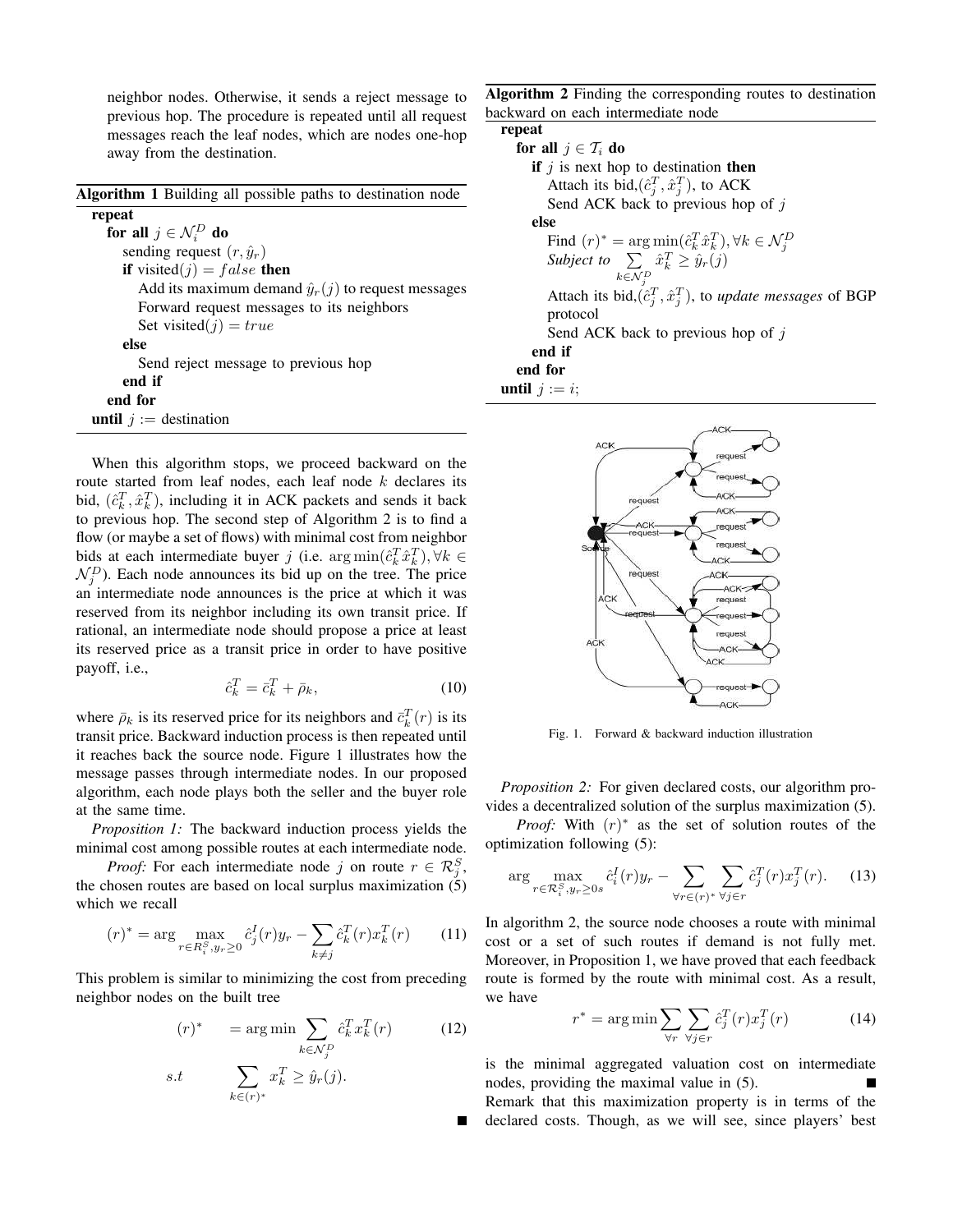neighbor nodes. Otherwise, it sends a reject message to previous hop. The procedure is repeated until all request messages reach the leaf nodes, which are nodes one-hop away from the destination.

**Algorithm 1** Building all possible paths to destination node

```
repeat
  for all j ∈ N_i^D do
    sending request (r, ŷ_r)
    if visited(j) = false then
      Add its maximum demand ŷ_r(j) to request messages
      Forward request messages to its neighbors
      Set visited(j) = true
    else
      Send reject message to previous hop
    end if
  end for
until j := destination
```

When this algorithm stops, we proceed backward on the route started from leaf nodes, each leaf node $k$ declares its bid, $(\hat{c}_k^T, \hat{x}_k^T)$, including it in ACK packets and sends it back to previous hop. The second step of Algorithm 2 is to find a flow (or maybe a set of flows) with minimal cost from neighbor bids at each intermediate buyer $j$ (i.e. $\arg\min(\hat{c}_k^T \hat{x}_k^T), \forall k \in \mathcal{N}_j^D$). Each node announces its bid up on the tree. The price an intermediate node announces is the price at which it was reserved from its neighbor including its own transit price. If rational, an intermediate node should propose a price at least its reserved price as a transit price in order to have positive payoff, i.e.,

$$\hat{c}_k^T = \bar{c}_k^T + \bar{\rho}_k, \tag{10}$$

where $\bar{\rho}_k$ is its reserved price for its neighbors and $\bar{c}_k^T(r)$ is its transit price. Backward induction process is then repeated until it reaches back the source node. Figure 1 illustrates how the message passes through intermediate nodes. In our proposed algorithm, each node plays both the seller and the buyer role at the same time.

*Proposition 1:* The backward induction process yields the minimal cost among possible routes at each intermediate node.

*Proof:* For each intermediate node $j$ on route $r \in \mathcal{R}_j^S$, the chosen routes are based on local surplus maximization (5) which we recall

$$(r)^* = \arg\max_{r \in R_i^S, y_r \geq 0} \hat{c}_j^I(r) y_r - \sum_{k \neq j} \hat{c}_k^T(r) x_k^T(r) \tag{11}$$

This problem is similar to minimizing the cost from preceding neighbor nodes on the built tree

$$(r)^* \quad = \arg\min \sum_{k \in \mathcal{N}_j^D} \hat{c}_k^T x_k^T(r) \tag{12}$$

$$s.t \qquad \sum_{k \in (r)^*} x_k^T \geq \hat{y}_r(j).$$

■

**Algorithm 2** Finding the corresponding routes to destination backward on each intermediate node

```
repeat
  for all j ∈ T_i do
    if j is next hop to destination then
      Attach its bid,(ĉ_j^T, x̂_j^T), to ACK
      Send ACK back to previous hop of j
    else
      Find (r)* = arg min(ĉ_k^T x̂_k^T), ∀k ∈ N_j^D
      Subject to  Σ_{k∈N_j^D} x̂_k^T ≥ ŷ_r(j)
      Attach its bid,(ĉ_j^T, x̂_j^T), to update messages of BGP protocol
      Send ACK back to previous hop of j
    end if
  end for
until j := i;
```

ACK
request
ACK
request
Source
ACK
request
ACK

Fig. 1. Forward & backward induction illustration

*Proposition 2:* For given declared costs, our algorithm provides a decentralized solution of the surplus maximization (5).

*Proof:* With $(r)^*$ as the set of solution routes of the optimization following (5):

$$\arg\max_{r \in \mathcal{R}_i^S, y_r \geq 0 s} \hat{c}_i^I(r) y_r - \sum_{\forall r \in (r)^*} \sum_{\forall j \in r} \hat{c}_j^T(r) x_j^T(r). \tag{13}$$

In algorithm 2, the source node chooses a route with minimal cost or a set of such routes if demand is not fully met. Moreover, in Proposition 1, we have proved that each feedback route is formed by the route with minimal cost. As a result, we have

$$r^* = \arg\min \sum_{\forall r} \sum_{\forall j \in r} \hat{c}_j^T(r) x_j^T(r) \tag{14}$$

is the minimal aggregated valuation cost on intermediate nodes, providing the maximal value in (5). ■

Remark that this maximization property is in terms of the declared costs. Though, as we will see, since players' best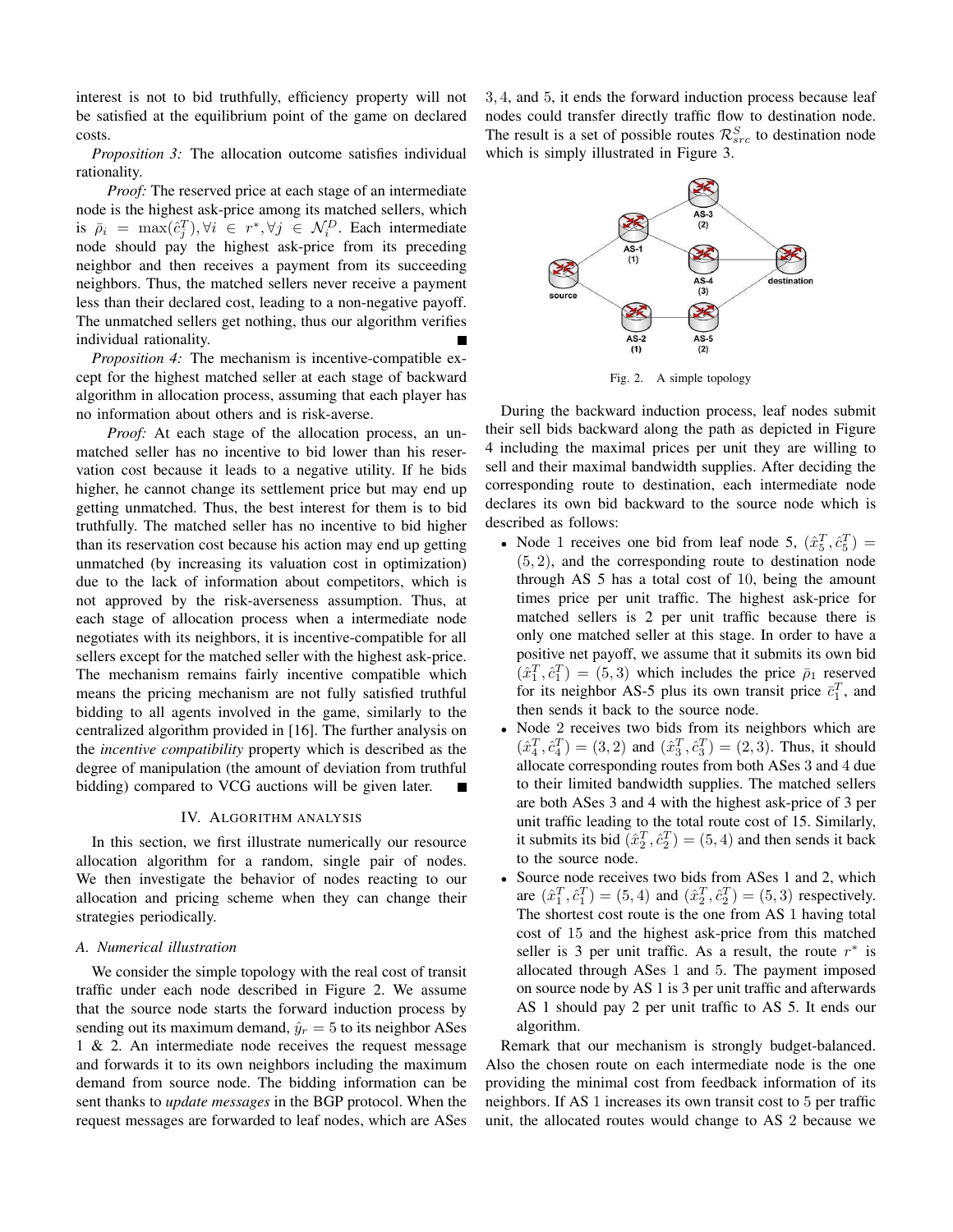interest is not to bid truthfully, efficiency property will not be satisfied at the equilibrium point of the game on declared costs.

*Proposition 3:* The allocation outcome satisfies individual rationality.

*Proof:* The reserved price at each stage of an intermediate node is the highest ask-price among its matched sellers, which is $\bar{\rho}_i = \max(\hat{c}_j^T), \forall i \in r^*, \forall j \in \mathcal{N}_i^D$. Each intermediate node should pay the highest ask-price from its preceding neighbor and then receives a payment from its succeeding neighbors. Thus, the matched sellers never receive a payment less than their declared cost, leading to a non-negative payoff. The unmatched sellers get nothing, thus our algorithm verifies individual rationality. ∎

*Proposition 4:* The mechanism is incentive-compatible except for the highest matched seller at each stage of backward algorithm in allocation process, assuming that each player has no information about others and is risk-averse.

*Proof:* At each stage of the allocation process, an unmatched seller has no incentive to bid lower than his reservation cost because it leads to a negative utility. If he bids higher, he cannot change its settlement price but may end up getting unmatched. Thus, the best interest for them is to bid truthfully. The matched seller has no incentive to bid higher than its reservation cost because his action may end up getting unmatched (by increasing its valuation cost in optimization) due to the lack of information about competitors, which is not approved by the risk-averseness assumption. Thus, at each stage of allocation process when a intermediate node negotiates with its neighbors, it is incentive-compatible for all sellers except for the matched seller with the highest ask-price. The mechanism remains fairly incentive compatible which means the pricing mechanism are not fully satisfied truthful bidding to all agents involved in the game, similarly to the centralized algorithm provided in [16]. The further analysis on the *incentive compatibility* property which is described as the degree of manipulation (the amount of deviation from truthful bidding) compared to VCG auctions will be given later. ∎

## IV. Algorithm Analysis

In this section, we first illustrate numerically our resource allocation algorithm for a random, single pair of nodes. We then investigate the behavior of nodes reacting to our allocation and pricing scheme when they can change their strategies periodically.

### A. Numerical illustration

We consider the simple topology with the real cost of transit traffic under each node described in Figure 2. We assume that the source node starts the forward induction process by sending out its maximum demand, $\hat{y}_r = 5$ to its neighbor ASes 1 & 2. An intermediate node receives the request message and forwards it to its own neighbors including the maximum demand from source node. The bidding information can be sent thanks to *update messages* in the BGP protocol. When the request messages are forwarded to leaf nodes, which are ASes 3, 4, and 5, it ends the forward induction process because leaf nodes could transfer directly traffic flow to destination node. The result is a set of possible routes $\mathcal{R}_{src}^S$ to destination node which is simply illustrated in Figure 3.

AS-3
(2)
AS-1
(1)
AS-4
(3)
source
destination
AS-2
(1)
AS-5
(2)

Fig. 2. A simple topology

During the backward induction process, leaf nodes submit their sell bids backward along the path as depicted in Figure 4 including the maximal prices per unit they are willing to sell and their maximal bandwidth supplies. After deciding the corresponding route to destination, each intermediate node declares its own bid backward to the source node which is described as follows:

- Node 1 receives one bid from leaf node 5, $(\hat{x}_5^T, \hat{c}_5^T) = (5, 2)$, and the corresponding route to destination node through AS 5 has a total cost of 10, being the amount times price per unit traffic. The highest ask-price for matched sellers is 2 per unit traffic because there is only one matched seller at this stage. In order to have a positive net payoff, we assume that it submits its own bid $(\hat{x}_1^T, \hat{c}_1^T) = (5, 3)$ which includes the price $\bar{\rho}_1$ reserved for its neighbor AS-5 plus its own transit price $\bar{c}_1^T$, and then sends it back to the source node.
- Node 2 receives two bids from its neighbors which are $(\hat{x}_4^T, \hat{c}_4^T) = (3, 2)$ and $(\hat{x}_3^T, \hat{c}_3^T) = (2, 3)$. Thus, it should allocate corresponding routes from both ASes 3 and 4 due to their limited bandwidth supplies. The matched sellers are both ASes 3 and 4 with the highest ask-price of 3 per unit traffic leading to the total route cost of 15. Similarly, it submits its bid $(\hat{x}_2^T, \hat{c}_2^T) = (5, 4)$ and then sends it back to the source node.
- Source node receives two bids from ASes 1 and 2, which are $(\hat{x}_1^T, \hat{c}_1^T) = (5, 4)$ and $(\hat{x}_2^T, \hat{c}_2^T) = (5, 3)$ respectively. The shortest cost route is the one from AS 1 having total cost of 15 and the highest ask-price from this matched seller is 3 per unit traffic. As a result, the route $r^*$ is allocated through ASes 1 and 5. The payment imposed on source node by AS 1 is 3 per unit traffic and afterwards AS 1 should pay 2 per unit traffic to AS 5. It ends our algorithm.

Remark that our mechanism is strongly budget-balanced. Also the chosen route on each intermediate node is the one providing the minimal cost from feedback information of its neighbors. If AS 1 increases its own transit cost to 5 per traffic unit, the allocated routes would change to AS 2 because we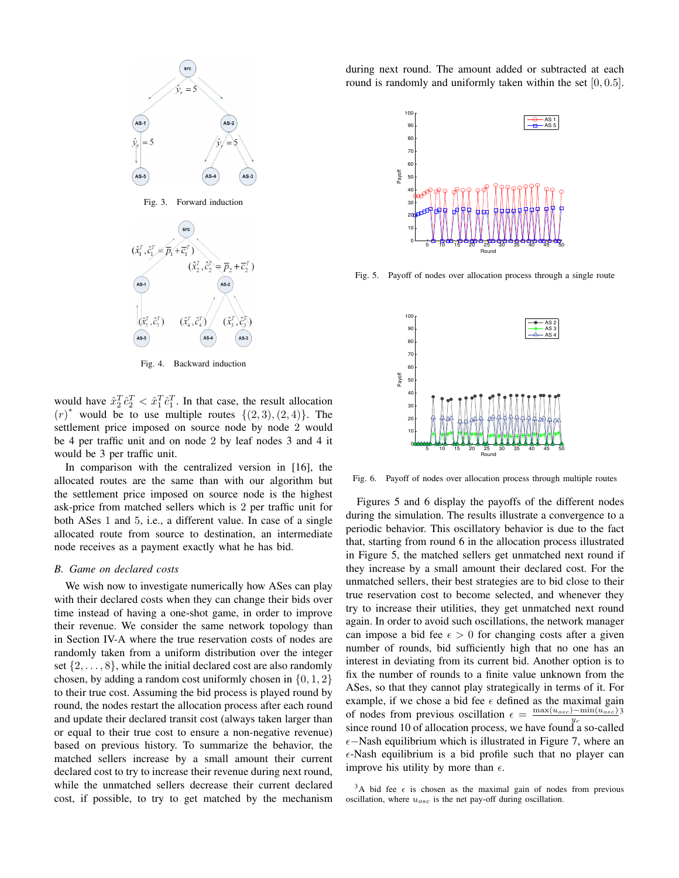src

$\hat{y}_r = 5$

AS-1

AS-2

$\hat{y}_r = 5$

$\hat{y}_r = 5$

AS-5

AS-4

AS-3

Fig. 3. Forward induction

src

$(\hat{x}_1^T, \hat{c}_1^T = \overline{p}_1 + \overline{c}_1^T)$

$(\hat{x}_2^T, \hat{c}_2^T = \overline{p}_2 + \overline{c}_2^T)$

AS-1

AS-2

$(\hat{x}_5^T, \hat{c}_5^T)$

$(\hat{x}_4^T, \hat{c}_4^T)$

$(\hat{x}_3^T, \hat{c}_3^T)$

AS-5

AS-4

AS-3

Fig. 4. Backward induction

would have $\hat{x}_2^T \hat{c}_2^T < \hat{x}_1^T \hat{c}_1^T$. In that case, the result allocation $(r)^*$ would be to use multiple routes $\{(2,3),(2,4)\}$. The settlement price imposed on source node by node 2 would be 4 per traffic unit and on node 2 by leaf nodes 3 and 4 it would be 3 per traffic unit.

In comparison with the centralized version in [16], the allocated routes are the same than with our algorithm but the settlement price imposed on source node is the highest ask-price from matched sellers which is 2 per traffic unit for both ASes 1 and 5, i.e., a different value. In case of a single allocated route from source to destination, an intermediate node receives as a payment exactly what he has bid.

### B. Game on declared costs

We wish now to investigate numerically how ASes can play with their declared costs when they can change their bids over time instead of having a one-shot game, in order to improve their revenue. We consider the same network topology than in Section IV-A where the true reservation costs of nodes are randomly taken from a uniform distribution over the integer set $\{2,\ldots,8\}$, while the initial declared cost are also randomly chosen, by adding a random cost uniformly chosen in $\{0,1,2\}$ to their true cost. Assuming the bid process is played round by round, the nodes restart the allocation process after each round and update their declared transit cost (always taken larger than or equal to their true cost to ensure a non-negative revenue) based on previous history. To summarize the behavior, the matched sellers increase by a small amount their current declared cost to try to increase their revenue during next round, while the unmatched sellers decrease their current declared cost, if possible, to try to get matched by the mechanism during next round. The amount added or subtracted at each round is randomly and uniformly taken within the set $[0, 0.5]$.

AS 1
AS 5
Payoff
Round
100
90
80
70
60
50
40
30
20
10
0
5
10
15
20
25
30
35
40
45
50

Fig. 5. Payoff of nodes over allocation process through a single route

AS 2
AS 3
AS 4
Payoff
Round
100
90
80
70
60
50
40
30
20
10
0
5
10
15
20
25
30
35
40
45
50

Fig. 6. Payoff of nodes over allocation process through multiple routes

Figures 5 and 6 display the payoffs of the different nodes during the simulation. The results illustrate a convergence to a periodic behavior. This oscillatory behavior is due to the fact that, starting from round 6 in the allocation process illustrated in Figure 5, the matched sellers get unmatched next round if they increase by a small amount their declared cost. For the unmatched sellers, their best strategies are to bid close to their true reservation cost to become selected, and whenever they try to increase their utilities, they get unmatched next round again. In order to avoid such oscillations, the network manager can impose a bid fee $\epsilon > 0$ for changing costs after a given number of rounds, bid sufficiently high that no one has an interest in deviating from its current bid. Another option is to fix the number of rounds to a finite value unknown from the ASes, so that they cannot play strategically in terms of it. For example, if we chose a bid fee $\epsilon$ defined as the maximal gain of nodes from previous oscillation $\epsilon = \frac{\max(u_{osc}) - \min(u_{osc})}{y_r}$ [3] since round 10 of allocation process, we have found a so-called $\epsilon-$Nash equilibrium which is illustrated in Figure 7, where an $\epsilon$-Nash equilibrium is a bid profile such that no player can improve his utility by more than $\epsilon$.

[3] A bid fee $\epsilon$ is chosen as the maximal gain of nodes from previous oscillation, where $u_{osc}$ is the net pay-off during oscillation.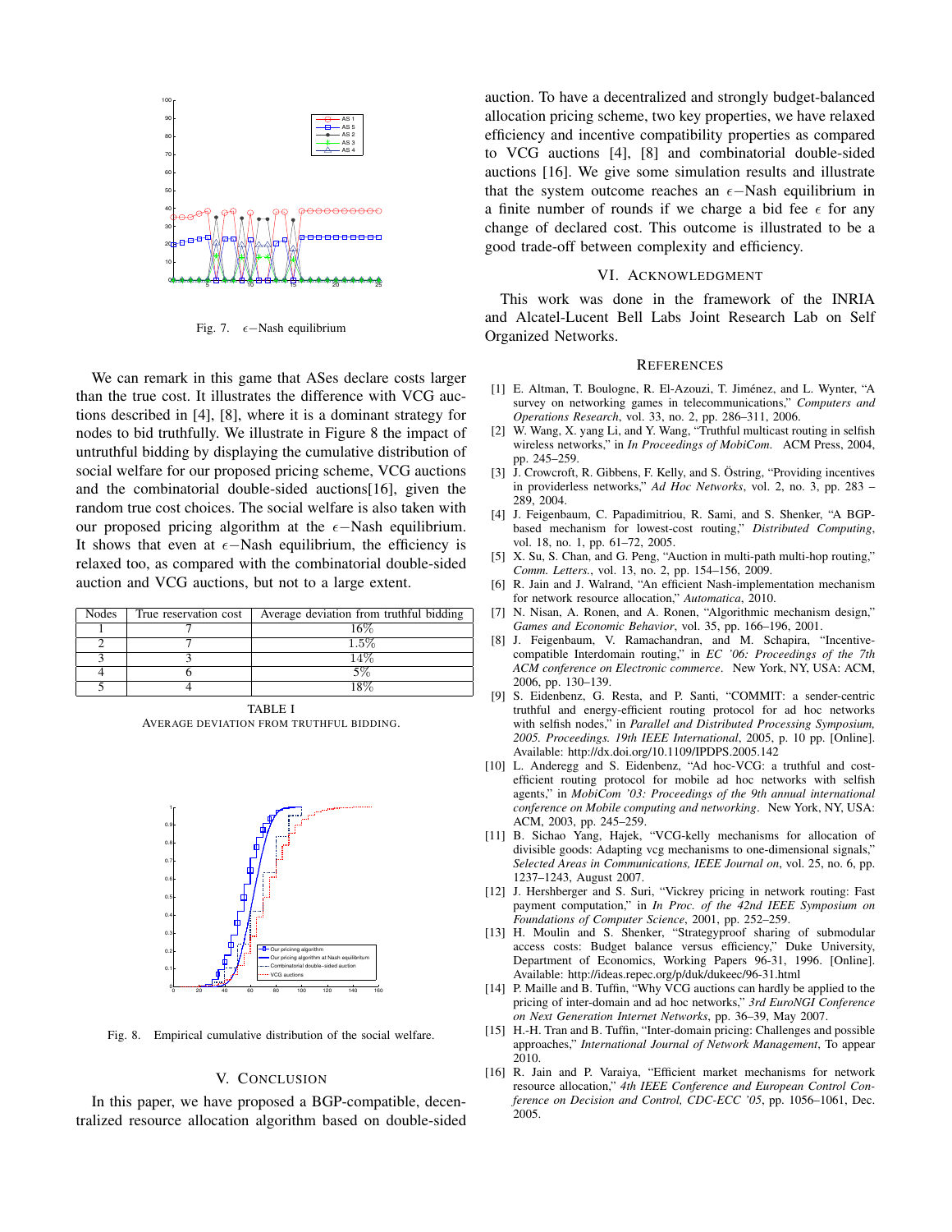100
90
80
70
60
50
40
30
20
10
0
5
10
15
20
25
AS 1
AS 5
AS 2
AS 3
AS 4

Fig. 7. $\epsilon-$Nash equilibrium

We can remark in this game that ASes declare costs larger than the true cost. It illustrates the difference with VCG auctions described in [4], [8], where it is a dominant strategy for nodes to bid truthfully. We illustrate in Figure 8 the impact of untruthful bidding by displaying the cumulative distribution of social welfare for our proposed pricing scheme, VCG auctions and the combinatorial double-sided auctions[16], given the random true cost choices. The social welfare is also taken with our proposed pricing algorithm at the $\epsilon-$Nash equilibrium. It shows that even at $\epsilon-$Nash equilibrium, the efficiency is relaxed too, as compared with the combinatorial double-sided auction and VCG auctions, but not to a large extent.

| Nodes | True reservation cost | Average deviation from truthful bidding |
|---|---|---|
| 1 | 7 | 16% |
| 2 | 7 | 1.5% |
| 3 | 3 | 14% |
| 4 | 6 | 5% |
| 5 | 4 | 18% |

TABLE I
AVERAGE DEVIATION FROM TRUTHFUL BIDDING.

1
0.9
0.8
0.7
0.6
0.5
0.4
0.3
0.2
0.1
0
0
20
40
60
80
100
120
140
160
Our pricing algorithm
Our pricing algorithm at Nash equilibrium
Combinatorial double-sided auction
VCG auctions

Fig. 8. Empirical cumulative distribution of the social welfare.

## V. Conclusion

In this paper, we have proposed a BGP-compatible, decentralized resource allocation algorithm based on double-sided auction. To have a decentralized and strongly budget-balanced allocation pricing scheme, two key properties, we have relaxed efficiency and incentive compatibility properties as compared to VCG auctions [4], [8] and combinatorial double-sided auctions [16]. We give some simulation results and illustrate that the system outcome reaches an $\epsilon-$Nash equilibrium in a finite number of rounds if we charge a bid fee $\epsilon$ for any change of declared cost. This outcome is illustrated to be a good trade-off between complexity and efficiency.

## VI. Acknowledgment

This work was done in the framework of the INRIA and Alcatel-Lucent Bell Labs Joint Research Lab on Self Organized Networks.

## References

[1] E. Altman, T. Boulogne, R. El-Azouzi, T. Jiménez, and L. Wynter, "A survey on networking games in telecommunications," *Computers and Operations Research*, vol. 33, no. 2, pp. 286–311, 2006.

[2] W. Wang, X. yang Li, and Y. Wang, "Truthful multicast routing in selfish wireless networks," in *In Proceedings of MobiCom*. ACM Press, 2004, pp. 245–259.

[3] J. Crowcroft, R. Gibbens, F. Kelly, and S. Östring, "Providing incentives in providerless networks," *Ad Hoc Networks*, vol. 2, no. 3, pp. 283 – 289, 2004.

[4] J. Feigenbaum, C. Papadimitriou, R. Sami, and S. Shenker, "A BGP-based mechanism for lowest-cost routing," *Distributed Computing*, vol. 18, no. 1, pp. 61–72, 2005.

[5] X. Su, S. Chan, and G. Peng, "Auction in multi-path multi-hop routing," *Comm. Letters.*, vol. 13, no. 2, pp. 154–156, 2009.

[6] R. Jain and J. Walrand, "An efficient Nash-implementation mechanism for network resource allocation," *Automatica*, 2010.

[7] N. Nisan, A. Ronen, and A. Ronen, "Algorithmic mechanism design," *Games and Economic Behavior*, vol. 35, pp. 166–196, 2001.

[8] J. Feigenbaum, V. Ramachandran, and M. Schapira, "Incentive-compatible Interdomain routing," in *EC '06: Proceedings of the 7th ACM conference on Electronic commerce*. New York, NY, USA: ACM, 2006, pp. 130–139.

[9] S. Eidenbenz, G. Resta, and P. Santi, "COMMIT: a sender-centric truthful and energy-efficient routing protocol for ad hoc networks with selfish nodes," in *Parallel and Distributed Processing Symposium, 2005. Proceedings. 19th IEEE International*, 2005, p. 10 pp. [Online]. Available: http://dx.doi.org/10.1109/IPDPS.2005.142

[10] L. Anderegg and S. Eidenbenz, "Ad hoc-VCG: a truthful and cost-efficient routing protocol for mobile ad hoc networks with selfish agents," in *MobiCom '03: Proceedings of the 9th annual international conference on Mobile computing and networking*. New York, NY, USA: ACM, 2003, pp. 245–259.

[11] B. Sichao Yang, Hajek, "VCG-kelly mechanisms for allocation of divisible goods: Adapting vcg mechanisms to one-dimensional signals," *Selected Areas in Communications, IEEE Journal on*, vol. 25, no. 6, pp. 1237–1243, August 2007.

[12] J. Hershberger and S. Suri, "Vickrey pricing in network routing: Fast payment computation," in *In Proc. of the 42nd IEEE Symposium on Foundations of Computer Science*, 2001, pp. 252–259.

[13] H. Moulin and S. Shenker, "Strategyproof sharing of submodular access costs: Budget balance versus efficiency," Duke University, Department of Economics, Working Papers 96-31, 1996. [Online]. Available: http://ideas.repec.org/p/duk/dukeec/96-31.html

[14] P. Maille and B. Tuffin, "Why VCG auctions can hardly be applied to the pricing of inter-domain and ad hoc networks," *3rd EuroNGI Conference on Next Generation Internet Networks*, pp. 36–39, May 2007.

[15] H.-H. Tran and B. Tuffin, "Inter-domain pricing: Challenges and possible approaches," *International Journal of Network Management*, To appear 2010.

[16] R. Jain and P. Varaiya, "Efficient market mechanisms for network resource allocation," *4th IEEE Conference and European Control Conference on Decision and Control, CDC-ECC '05*, pp. 1056–1061, Dec. 2005.